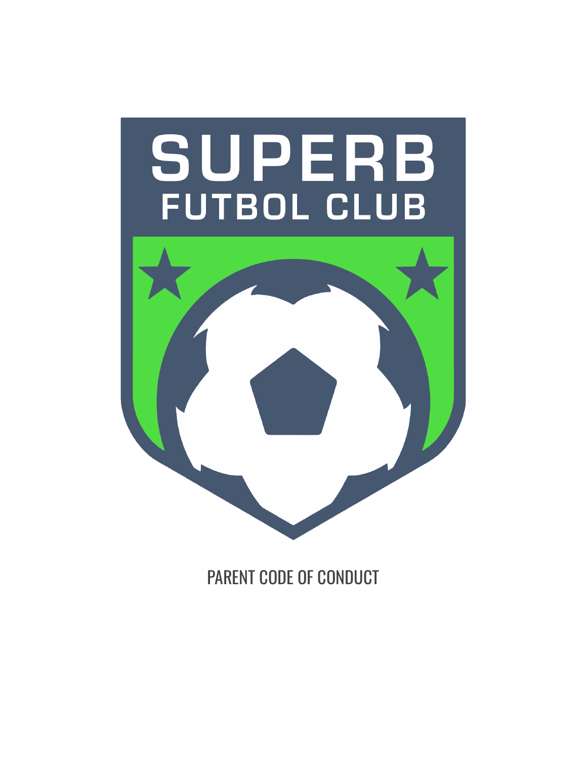# SUPERB FUTBOL CLUB

## PARENT CODE OF CONDUCT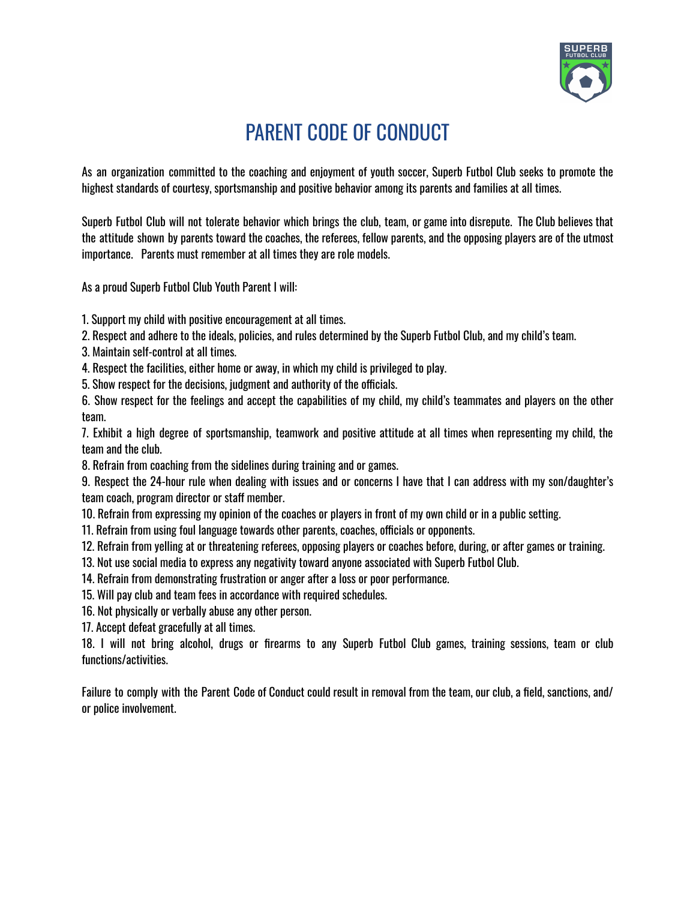# PARENT CODE OF CONDUCT

As an organization committed to the coaching and enjoyment of youth soccer, Superb Futbol Club seeks to promote the highest standards of courtesy, sportsmanship and positive behavior among its parents and families at all times.

Superb Futbol Club will not tolerate behavior which brings the club, team, or game into disrepute. The Club believes that the attitude shown by parents toward the coaches, the referees, fellow parents, and the opposing players are of the utmost importance. Parents must remember at all times they are role models.

As a proud Superb Futbol Club Youth Parent I will:

1. Support my child with positive encouragement at all times.
2. Respect and adhere to the ideals, policies, and rules determined by the Superb Futbol Club, and my child's team.
3. Maintain self-control at all times.
4. Respect the facilities, either home or away, in which my child is privileged to play.
5. Show respect for the decisions, judgment and authority of the officials.
6. Show respect for the feelings and accept the capabilities of my child, my child's teammates and players on the other team.
7. Exhibit a high degree of sportsmanship, teamwork and positive attitude at all times when representing my child, the team and the club.
8. Refrain from coaching from the sidelines during training and or games.
9. Respect the 24-hour rule when dealing with issues and or concerns I have that I can address with my son/daughter's team coach, program director or staff member.
10. Refrain from expressing my opinion of the coaches or players in front of my own child or in a public setting.
11. Refrain from using foul language towards other parents, coaches, officials or opponents.
12. Refrain from yelling at or threatening referees, opposing players or coaches before, during, or after games or training.
13. Not use social media to express any negativity toward anyone associated with Superb Futbol Club.
14. Refrain from demonstrating frustration or anger after a loss or poor performance.
15. Will pay club and team fees in accordance with required schedules.
16. Not physically or verbally abuse any other person.
17. Accept defeat gracefully at all times.
18. I will not bring alcohol, drugs or firearms to any Superb Futbol Club games, training sessions, team or club functions/activities.

Failure to comply with the Parent Code of Conduct could result in removal from the team, our club, a field, sanctions, and/or police involvement.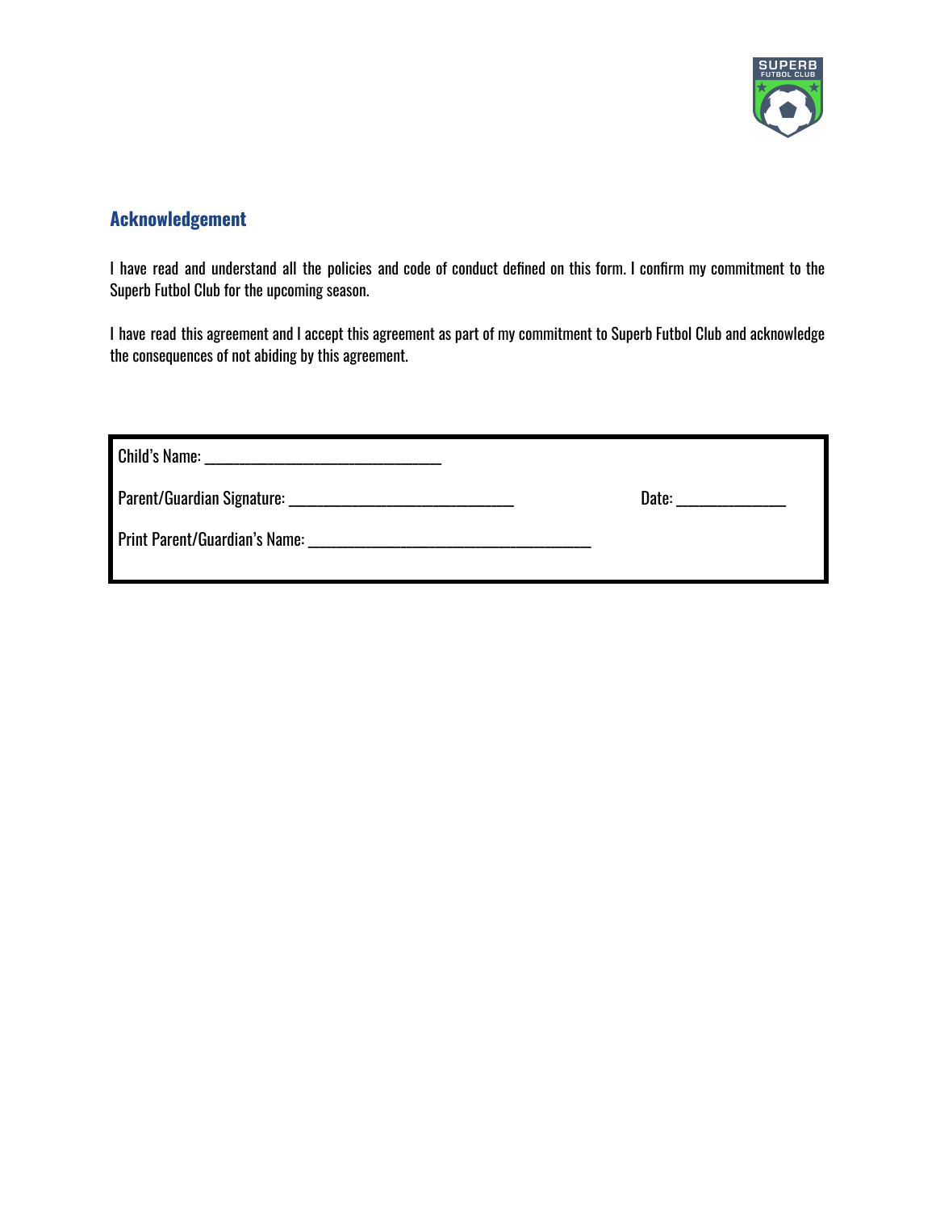## Acknowledgement

I have read and understand all the policies and code of conduct defined on this form. I confirm my commitment to the Superb Futbol Club for the upcoming season.

I have read this agreement and I accept this agreement as part of my commitment to Superb Futbol Club and acknowledge the consequences of not abiding by this agreement.

Child's Name: ______________________________

Parent/Guardian Signature: ____________________________ Date: ______________

Print Parent/Guardian's Name: ____________________________________